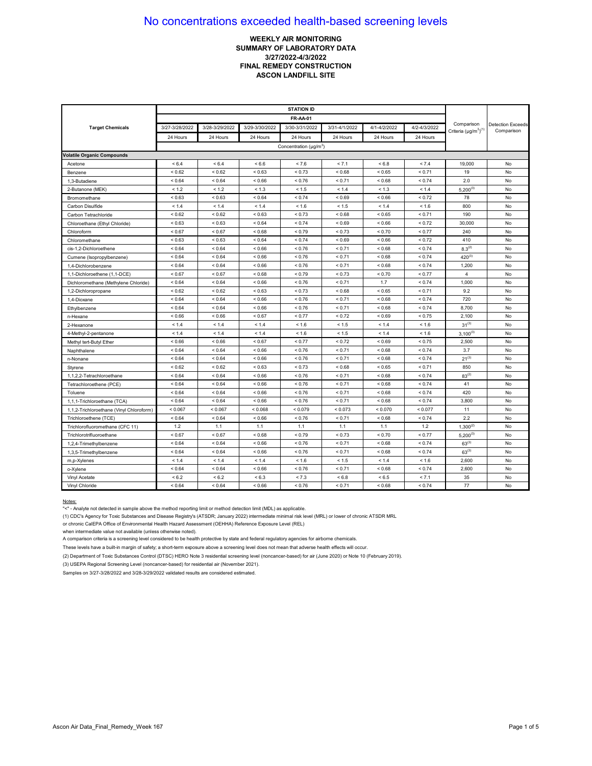# No concentrations exceeded health-based screening levels

**WEEKLY AIR MONITORING**
**SUMMARY OF LABORATORY DATA**
**3/27/2022-4/3/2022**
**FINAL REMEDY CONSTRUCTION**
**ASCON LANDFILL SITE**

| Target Chemicals | STATION ID FR-AA-01 | | | | | | | Comparison Criteria (µg/m³)(1) | Detection Exceeds Comparison |
|---|---|---|---|---|---|---|---|---|---|
| | 3/27-3/28/2022 | 3/28-3/29/2022 | 3/29-3/30/2022 | 3/30-3/31/2022 | 3/31-4/1/2022 | 4/1-4/2/2022 | 4/2-4/3/2022 | | |
| | 24 Hours | 24 Hours | 24 Hours | 24 Hours | 24 Hours | 24 Hours | 24 Hours | | |
| | Concentration (µg/m³) | | | | | | | | |
| **Volatile Organic Compounds** | | | | | | | | | |
| Acetone | < 6.4 | < 6.4 | < 6.6 | < 7.6 | < 7.1 | < 6.8 | < 7.4 | 19,000 | No |
| Benzene | < 0.62 | < 0.62 | < 0.63 | < 0.73 | < 0.68 | < 0.65 | < 0.71 | 19 | No |
| 1,3-Butadiene | < 0.64 | < 0.64 | < 0.66 | < 0.76 | < 0.71 | < 0.68 | < 0.74 | 2.0 | No |
| 2-Butanone (MEK) | < 1.2 | < 1.2 | < 1.3 | < 1.5 | < 1.4 | < 1.3 | < 1.4 | 5,200(3) | No |
| Bromomethane | < 0.63 | < 0.63 | < 0.64 | < 0.74 | < 0.69 | < 0.66 | < 0.72 | 78 | No |
| Carbon Disulfide | < 1.4 | < 1.4 | < 1.4 | < 1.6 | < 1.5 | < 1.4 | < 1.6 | 800 | No |
| Carbon Tetrachloride | < 0.62 | < 0.62 | < 0.63 | < 0.73 | < 0.68 | < 0.65 | < 0.71 | 190 | No |
| Chloroethane (Ethyl Chloride) | < 0.63 | < 0.63 | < 0.64 | < 0.74 | < 0.69 | < 0.66 | < 0.72 | 30,000 | No |
| Chloroform | < 0.67 | < 0.67 | < 0.68 | < 0.79 | < 0.73 | < 0.70 | < 0.77 | 240 | No |
| Chloromethane | < 0.63 | < 0.63 | < 0.64 | < 0.74 | < 0.69 | < 0.66 | < 0.72 | 410 | No |
| cis-1,2-Dichloroethene | < 0.64 | < 0.64 | < 0.66 | < 0.76 | < 0.71 | < 0.68 | < 0.74 | 8.3(2) | No |
| Cumene (Isopropylbenzene) | < 0.64 | < 0.64 | < 0.66 | < 0.76 | < 0.71 | < 0.68 | < 0.74 | 420(3) | No |
| 1,4-Dichlorobenzene | < 0.64 | < 0.64 | < 0.66 | < 0.76 | < 0.71 | < 0.68 | < 0.74 | 1,200 | No |
| 1,1-Dichloroethene (1,1-DCE) | < 0.67 | < 0.67 | < 0.68 | < 0.79 | < 0.73 | < 0.70 | < 0.77 | 4 | No |
| Dichloromethane (Methylene Chloride) | < 0.64 | < 0.64 | < 0.66 | < 0.76 | < 0.71 | 1.7 | < 0.74 | 1,000 | No |
| 1,2-Dichloropropane | < 0.62 | < 0.62 | < 0.63 | < 0.73 | < 0.68 | < 0.65 | < 0.71 | 9.2 | No |
| 1,4-Dioxane | < 0.64 | < 0.64 | < 0.66 | < 0.76 | < 0.71 | < 0.68 | < 0.74 | 720 | No |
| Ethylbenzene | < 0.64 | < 0.64 | < 0.66 | < 0.76 | < 0.71 | < 0.68 | < 0.74 | 8,700 | No |
| n-Hexane | < 0.66 | < 0.66 | < 0.67 | < 0.77 | < 0.72 | < 0.69 | < 0.75 | 2,100 | No |
| 2-Hexanone | < 1.4 | < 1.4 | < 1.4 | < 1.6 | < 1.5 | < 1.4 | < 1.6 | 31(3) | No |
| 4-Methyl-2-pentanone | < 1.4 | < 1.4 | < 1.4 | < 1.6 | < 1.5 | < 1.4 | < 1.6 | 3,100(3) | No |
| Methyl tert-Butyl Ether | < 0.66 | < 0.66 | < 0.67 | < 0.77 | < 0.72 | < 0.69 | < 0.75 | 2,500 | No |
| Naphthalene | < 0.64 | < 0.64 | < 0.66 | < 0.76 | < 0.71 | < 0.68 | < 0.74 | 3.7 | No |
| n-Nonane | < 0.64 | < 0.64 | < 0.66 | < 0.76 | < 0.71 | < 0.68 | < 0.74 | 21(3) | No |
| Styrene | < 0.62 | < 0.62 | < 0.63 | < 0.73 | < 0.68 | < 0.65 | < 0.71 | 850 | No |
| 1,1,2,2-Tetrachloroethane | < 0.64 | < 0.64 | < 0.66 | < 0.76 | < 0.71 | < 0.68 | < 0.74 | 83(2) | No |
| Tetrachloroethene (PCE) | < 0.64 | < 0.64 | < 0.66 | < 0.76 | < 0.71 | < 0.68 | < 0.74 | 41 | No |
| Toluene | < 0.64 | < 0.64 | < 0.66 | < 0.76 | < 0.71 | < 0.68 | < 0.74 | 420 | No |
| 1,1,1-Trichloroethane (TCA) | < 0.64 | < 0.64 | < 0.66 | < 0.76 | < 0.71 | < 0.68 | < 0.74 | 3,800 | No |
| 1,1,2-Trichloroethane (Vinyl Chloroform) | < 0.067 | < 0.067 | < 0.068 | < 0.079 | < 0.073 | < 0.070 | < 0.077 | 11 | No |
| Trichloroethene (TCE) | < 0.64 | < 0.64 | < 0.66 | < 0.76 | < 0.71 | < 0.68 | < 0.74 | 2.2 | No |
| Trichlorofluoromethane (CFC 11) | 1.2 | 1.1 | 1.1 | 1.1 | 1.1 | 1.1 | 1.2 | 1,300(2) | No |
| Trichlorotrifluoroethane | < 0.67 | < 0.67 | < 0.68 | < 0.79 | < 0.73 | < 0.70 | < 0.77 | 5,200(3) | No |
| 1,2,4-Trimethylbenzene | < 0.64 | < 0.64 | < 0.66 | < 0.76 | < 0.71 | < 0.68 | < 0.74 | 63(3) | No |
| 1,3,5-Trimethylbenzene | < 0.64 | < 0.64 | < 0.66 | < 0.76 | < 0.71 | < 0.68 | < 0.74 | 63(3) | No |
| m,p-Xylenes | < 1.4 | < 1.4 | < 1.4 | < 1.6 | < 1.5 | < 1.4 | < 1.6 | 2,600 | No |
| o-Xylene | < 0.64 | < 0.64 | < 0.66 | < 0.76 | < 0.71 | < 0.68 | < 0.74 | 2,600 | No |
| Vinyl Acetate | < 6.2 | < 6.2 | < 6.3 | < 7.3 | < 6.8 | < 6.5 | < 7.1 | 35 | No |
| Vinyl Chloride | < 0.64 | < 0.64 | < 0.66 | < 0.76 | < 0.71 | < 0.68 | < 0.74 | 77 | No |

Notes:

"<" - Analyte not detected in sample above the method reporting limit or method detection limit (MDL) as applicable.

(1) CDC's Agency for Toxic Substances and Disease Registry's (ATSDR; January 2022) intermediate minimal risk level (MRL) or lower of chronic ATSDR MRL or chronic CalEPA Office of Environmental Health Hazard Assessment (OEHHA) Reference Exposure Level (REL) when intermediate value not available (unless otherwise noted).

A comparison criteria is a screening level considered to be health protective by state and federal regulatory agencies for airborne chemicals.

These levels have a built-in margin of safety; a short-term exposure above a screening level does not mean that adverse health effects will occur.

(2) Department of Toxic Substances Control (DTSC) HERO Note 3 residential screening level (noncancer-based) for air (June 2020) or Note 10 (February 2019).

(3) USEPA Regional Screening Level (noncancer-based) for residential air (November 2021).

Samples on 3/27-3/28/2022 and 3/28-3/29/2022 validated results are considered estimated.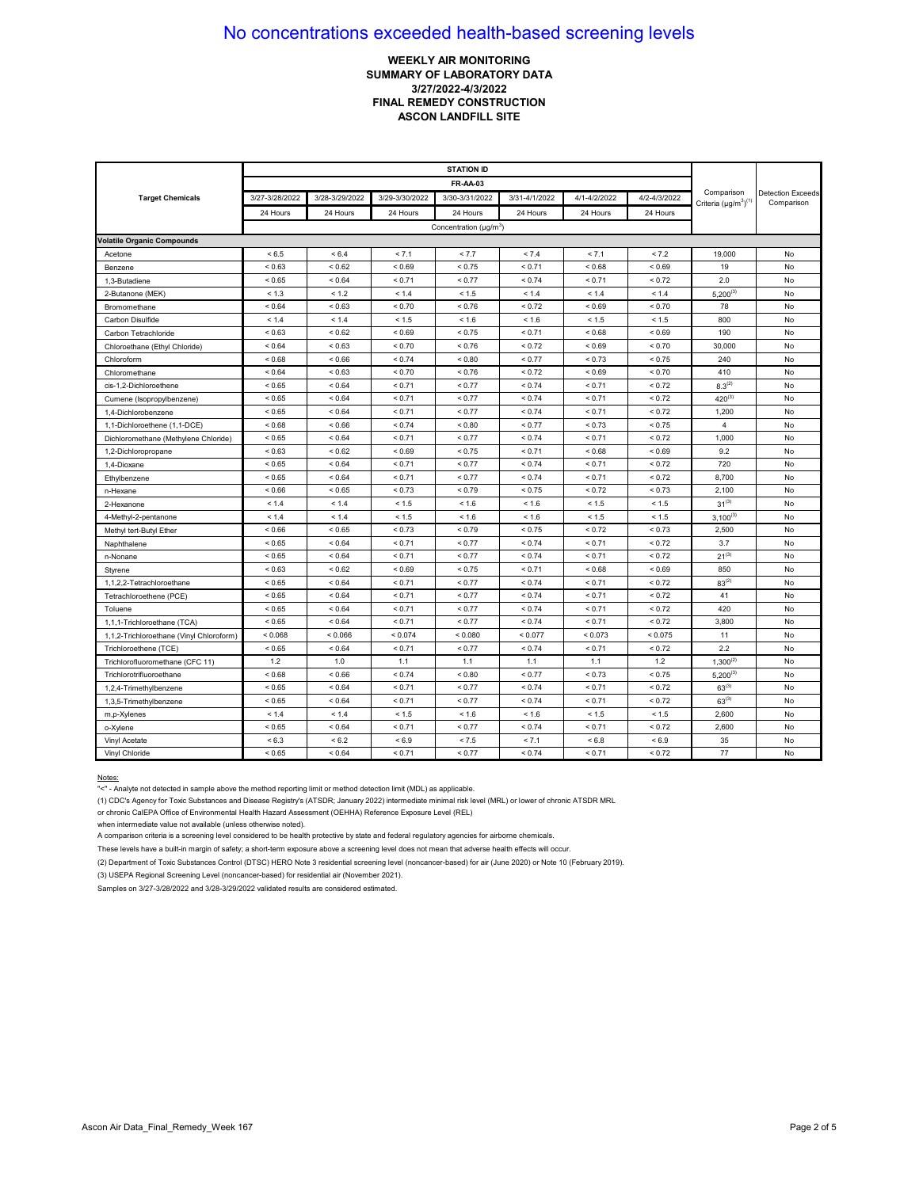# No concentrations exceeded health-based screening levels

**WEEKLY AIR MONITORING**
**SUMMARY OF LABORATORY DATA**
**3/27/2022-4/3/2022**
**FINAL REMEDY CONSTRUCTION**
**ASCON LANDFILL SITE**

| Target Chemicals | STATION ID FR-AA-03 | | | | | | | Comparison Criteria (µg/m³)[1] | Detection Exceeds Comparison |
|---|---|---|---|---|---|---|---|---|---|
| | 3/27-3/28/2022 | 3/28-3/29/2022 | 3/29-3/30/2022 | 3/30-3/31/2022 | 3/31-4/1/2022 | 4/1-4/2/2022 | 4/2-4/3/2022 | | |
| | 24 Hours | 24 Hours | 24 Hours | 24 Hours | 24 Hours | 24 Hours | 24 Hours | | |
| | Concentration (µg/m³) | | | | | | | | |
| **Volatile Organic Compounds** | | | | | | | | | |
| Acetone | < 6.5 | < 6.4 | < 7.1 | < 7.7 | < 7.4 | < 7.1 | < 7.2 | 19,000 | No |
| Benzene | < 0.63 | < 0.62 | < 0.69 | < 0.75 | < 0.71 | < 0.68 | < 0.69 | 19 | No |
| 1,3-Butadiene | < 0.65 | < 0.64 | < 0.71 | < 0.77 | < 0.74 | < 0.71 | < 0.72 | 2.0 | No |
| 2-Butanone (MEK) | < 1.3 | < 1.2 | < 1.4 | < 1.5 | < 1.4 | < 1.4 | < 1.4 | 5,200[3] | No |
| Bromomethane | < 0.64 | < 0.63 | < 0.70 | < 0.76 | < 0.72 | < 0.69 | < 0.70 | 78 | No |
| Carbon Disulfide | < 1.4 | < 1.4 | < 1.5 | < 1.6 | < 1.6 | < 1.5 | < 1.5 | 800 | No |
| Carbon Tetrachloride | < 0.63 | < 0.62 | < 0.69 | < 0.75 | < 0.71 | < 0.68 | < 0.69 | 190 | No |
| Chloroethane (Ethyl Chloride) | < 0.64 | < 0.63 | < 0.70 | < 0.76 | < 0.72 | < 0.69 | < 0.70 | 30,000 | No |
| Chloroform | < 0.68 | < 0.66 | < 0.74 | < 0.80 | < 0.77 | < 0.73 | < 0.75 | 240 | No |
| Chloromethane | < 0.64 | < 0.63 | < 0.70 | < 0.76 | < 0.72 | < 0.69 | < 0.70 | 410 | No |
| cis-1,2-Dichloroethene | < 0.65 | < 0.64 | < 0.71 | < 0.77 | < 0.74 | < 0.71 | < 0.72 | 8.3[2] | No |
| Cumene (Isopropylbenzene) | < 0.65 | < 0.64 | < 0.71 | < 0.77 | < 0.74 | < 0.71 | < 0.72 | 420[3] | No |
| 1,4-Dichlorobenzene | < 0.65 | < 0.64 | < 0.71 | < 0.77 | < 0.74 | < 0.71 | < 0.72 | 1,200 | No |
| 1,1-Dichloroethene (1,1-DCE) | < 0.68 | < 0.66 | < 0.74 | < 0.80 | < 0.77 | < 0.73 | < 0.75 | 4 | No |
| Dichloromethane (Methylene Chloride) | < 0.65 | < 0.64 | < 0.71 | < 0.77 | < 0.74 | < 0.71 | < 0.72 | 1,000 | No |
| 1,2-Dichloropropane | < 0.63 | < 0.62 | < 0.69 | < 0.75 | < 0.71 | < 0.68 | < 0.69 | 9.2 | No |
| 1,4-Dioxane | < 0.65 | < 0.64 | < 0.71 | < 0.77 | < 0.74 | < 0.71 | < 0.72 | 720 | No |
| Ethylbenzene | < 0.65 | < 0.64 | < 0.71 | < 0.77 | < 0.74 | < 0.71 | < 0.72 | 8,700 | No |
| n-Hexane | < 0.66 | < 0.65 | < 0.73 | < 0.79 | < 0.75 | < 0.72 | < 0.73 | 2,100 | No |
| 2-Hexanone | < 1.4 | < 1.4 | < 1.5 | < 1.6 | < 1.6 | < 1.5 | < 1.5 | 31[3] | No |
| 4-Methyl-2-pentanone | < 1.4 | < 1.4 | < 1.5 | < 1.6 | < 1.6 | < 1.5 | < 1.5 | 3,100[3] | No |
| Methyl tert-Butyl Ether | < 0.66 | < 0.65 | < 0.73 | < 0.79 | < 0.75 | < 0.72 | < 0.73 | 2,500 | No |
| Naphthalene | < 0.65 | < 0.64 | < 0.71 | < 0.77 | < 0.74 | < 0.71 | < 0.72 | 3.7 | No |
| n-Nonane | < 0.65 | < 0.64 | < 0.71 | < 0.77 | < 0.74 | < 0.71 | < 0.72 | 21[3] | No |
| Styrene | < 0.63 | < 0.62 | < 0.69 | < 0.75 | < 0.71 | < 0.68 | < 0.69 | 850 | No |
| 1,1,2,2-Tetrachloroethane | < 0.65 | < 0.64 | < 0.71 | < 0.77 | < 0.74 | < 0.71 | < 0.72 | 83[2] | No |
| Tetrachloroethene (PCE) | < 0.65 | < 0.64 | < 0.71 | < 0.77 | < 0.74 | < 0.71 | < 0.72 | 41 | No |
| Toluene | < 0.65 | < 0.64 | < 0.71 | < 0.77 | < 0.74 | < 0.71 | < 0.72 | 420 | No |
| 1,1,1-Trichloroethane (TCA) | < 0.65 | < 0.64 | < 0.71 | < 0.77 | < 0.74 | < 0.71 | < 0.72 | 3,800 | No |
| 1,1,2-Trichloroethane (Vinyl Chloroform) | < 0.068 | < 0.066 | < 0.074 | < 0.080 | < 0.077 | < 0.073 | < 0.075 | 11 | No |
| Trichloroethene (TCE) | < 0.65 | < 0.64 | < 0.71 | < 0.77 | < 0.74 | < 0.71 | < 0.72 | 2.2 | No |
| Trichlorofluoromethane (CFC 11) | 1.2 | 1.0 | 1.1 | 1.1 | 1.1 | 1.1 | 1.2 | 1,300[2] | No |
| Trichlorotrifluoroethane | < 0.68 | < 0.66 | < 0.74 | < 0.80 | < 0.77 | < 0.73 | < 0.75 | 5,200[3] | No |
| 1,2,4-Trimethylbenzene | < 0.65 | < 0.64 | < 0.71 | < 0.77 | < 0.74 | < 0.71 | < 0.72 | 63[3] | No |
| 1,3,5-Trimethylbenzene | < 0.65 | < 0.64 | < 0.71 | < 0.77 | < 0.74 | < 0.71 | < 0.72 | 63[3] | No |
| m,p-Xylenes | < 1.4 | < 1.4 | < 1.5 | < 1.6 | < 1.6 | < 1.5 | < 1.5 | 2,600 | No |
| o-Xylene | < 0.65 | < 0.64 | < 0.71 | < 0.77 | < 0.74 | < 0.71 | < 0.72 | 2,600 | No |
| Vinyl Acetate | < 6.3 | < 6.2 | < 6.9 | < 7.5 | < 7.1 | < 6.8 | < 6.9 | 35 | No |
| Vinyl Chloride | < 0.65 | < 0.64 | < 0.71 | < 0.77 | < 0.74 | < 0.71 | < 0.72 | 77 | No |

Notes:

"<" - Analyte not detected in sample above the method reporting limit or method detection limit (MDL) as applicable.

(1) CDC's Agency for Toxic Substances and Disease Registry's (ATSDR; January 2022) intermediate minimal risk level (MRL) or lower of chronic ATSDR MRL or chronic CalEPA Office of Environmental Health Hazard Assessment (OEHHA) Reference Exposure Level (REL) when intermediate value not available (unless otherwise noted).

A comparison criteria is a screening level considered to be health protective by state and federal regulatory agencies for airborne chemicals.

These levels have a built-in margin of safety; a short-term exposure above a screening level does not mean that adverse health effects will occur.

(2) Department of Toxic Substances Control (DTSC) HERO Note 3 residential screening level (noncancer-based) for air (June 2020) or Note 10 (February 2019).

(3) USEPA Regional Screening Level (noncancer-based) for residential air (November 2021).

Samples on 3/27-3/28/2022 and 3/28-3/29/2022 validated results are considered estimated.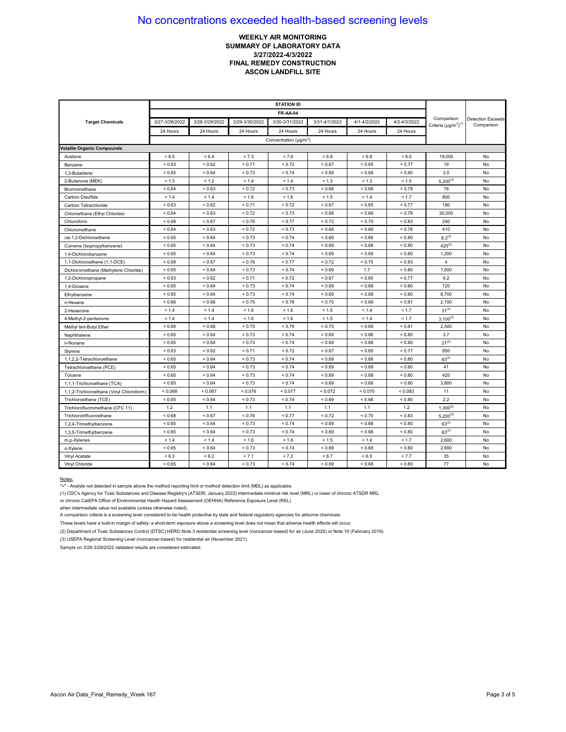# No concentrations exceeded health-based screening levels

**WEEKLY AIR MONITORING**
**SUMMARY OF LABORATORY DATA**
**3/27/2022-4/3/2022**
**FINAL REMEDY CONSTRUCTION**
**ASCON LANDFILL SITE**

| Target Chemicals | STATION ID FR-AA-04 | | | | | | | Comparison Criteria (µg/m³)(1) | Detection Exceeds Comparison |
|---|---|---|---|---|---|---|---|---|---|
| | 3/27-3/28/2022 | 3/28-3/29/2022 | 3/29-3/30/2022 | 3/30-3/31/2022 | 3/31-4/1/2022 | 4/1-4/2/2022 | 4/2-4/3/2022 | | |
| | 24 Hours | 24 Hours | 24 Hours | 24 Hours | 24 Hours | 24 Hours | 24 Hours | | |
| | Concentration (µg/m³) | | | | | | | | |
| **Volatile Organic Compounds** | | | | | | | | | |
| Acetone | < 6.5 | < 6.4 | < 7.3 | < 7.4 | < 6.9 | < 6.8 | < 8.0 | 19,000 | No |
| Benzene | < 0.63 | < 0.62 | < 0.71 | < 0.72 | < 0.67 | < 0.65 | < 0.77 | 19 | No |
| 1,3-Butadiene | < 0.65 | < 0.64 | < 0.73 | < 0.74 | < 0.69 | < 0.68 | < 0.80 | 2.0 | No |
| 2-Butanone (MEK) | < 1.3 | < 1.2 | < 1.4 | < 1.4 | < 1.3 | < 1.3 | < 1.5 | 5,200(3) | No |
| Bromomethane | < 0.64 | < 0.63 | < 0.72 | < 0.73 | < 0.68 | < 0.66 | < 0.78 | 78 | No |
| Carbon Disulfide | < 1.4 | < 1.4 | < 1.6 | < 1.6 | < 1.5 | < 1.4 | < 1.7 | 800 | No |
| Carbon Tetrachloride | < 0.63 | < 0.62 | < 0.71 | < 0.72 | < 0.67 | < 0.65 | < 0.77 | 190 | No |
| Chloroethane (Ethyl Chloride) | < 0.64 | < 0.63 | < 0.72 | < 0.73 | < 0.68 | < 0.66 | < 0.78 | 30,000 | No |
| Chloroform | < 0.68 | < 0.67 | < 0.76 | < 0.77 | < 0.72 | < 0.70 | < 0.83 | 240 | No |
| Chloromethane | < 0.64 | < 0.63 | < 0.72 | < 0.73 | < 0.68 | < 0.66 | < 0.78 | 410 | No |
| cis-1,2-Dichloroethene | < 0.65 | < 0.64 | < 0.73 | < 0.74 | < 0.69 | < 0.68 | < 0.80 | 8.3(2) | No |
| Cumene (Isopropylbenzene) | < 0.65 | < 0.64 | < 0.73 | < 0.74 | < 0.69 | < 0.68 | < 0.80 | 420(3) | No |
| 1,4-Dichlorobenzene | < 0.65 | < 0.64 | < 0.73 | < 0.74 | < 0.69 | < 0.68 | < 0.80 | 1,200 | No |
| 1,1-Dichloroethene (1,1-DCE) | < 0.68 | < 0.67 | < 0.76 | < 0.77 | < 0.72 | < 0.70 | < 0.83 | 4 | No |
| Dichloromethane (Methylene Chloride) | < 0.65 | < 0.64 | < 0.73 | < 0.74 | < 0.69 | 1.7 | < 0.80 | 1,000 | No |
| 1,2-Dichloropropane | < 0.63 | < 0.62 | < 0.71 | < 0.72 | < 0.67 | < 0.65 | < 0.77 | 9.2 | No |
| 1,4-Dioxane | < 0.65 | < 0.64 | < 0.73 | < 0.74 | < 0.69 | < 0.68 | < 0.80 | 720 | No |
| Ethylbenzene | < 0.65 | < 0.64 | < 0.73 | < 0.74 | < 0.69 | < 0.68 | < 0.80 | 8,700 | No |
| n-Hexane | < 0.66 | < 0.66 | < 0.75 | < 0.76 | < 0.70 | < 0.69 | < 0.81 | 2,100 | No |
| 2-Hexanone | < 1.4 | < 1.4 | < 1.6 | < 1.6 | < 1.5 | < 1.4 | < 1.7 | 31(3) | No |
| 4-Methyl-2-pentanone | < 1.4 | < 1.4 | < 1.6 | < 1.6 | < 1.5 | < 1.4 | < 1.7 | 3,100(3) | No |
| Methyl tert-Butyl Ether | < 0.66 | < 0.66 | < 0.75 | < 0.76 | < 0.70 | < 0.69 | < 0.81 | 2,500 | No |
| Naphthalene | < 0.65 | < 0.64 | < 0.73 | < 0.74 | < 0.69 | < 0.68 | < 0.80 | 3.7 | No |
| n-Nonane | < 0.65 | < 0.64 | < 0.73 | < 0.74 | < 0.69 | < 0.68 | < 0.80 | 21(3) | No |
| Styrene | < 0.63 | < 0.62 | < 0.71 | < 0.72 | < 0.67 | < 0.65 | < 0.77 | 850 | No |
| 1,1,2,2-Tetrachloroethane | < 0.65 | < 0.64 | < 0.73 | < 0.74 | < 0.69 | < 0.68 | < 0.80 | 83(2) | No |
| Tetrachloroethene (PCE) | < 0.65 | < 0.64 | < 0.73 | < 0.74 | < 0.69 | < 0.68 | < 0.80 | 41 | No |
| Toluene | < 0.65 | < 0.64 | < 0.73 | < 0.74 | < 0.69 | < 0.68 | < 0.80 | 420 | No |
| 1,1,1-Trichloroethane (TCA) | < 0.65 | < 0.64 | < 0.73 | < 0.74 | < 0.69 | < 0.68 | < 0.80 | 3,800 | No |
| 1,1,2-Trichloroethane (Vinyl Chloroform) | < 0.068 | < 0.067 | < 0.076 | < 0.077 | < 0.072 | < 0.070 | < 0.083 | 11 | No |
| Trichloroethene (TCE) | < 0.65 | < 0.64 | < 0.73 | < 0.74 | < 0.69 | < 0.68 | < 0.80 | 2.2 | No |
| Trichlorofluoromethane (CFC 11) | 1.2 | 1.1 | 1.1 | 1.1 | 1.1 | 1.1 | 1.2 | 1,300(2) | No |
| Trichlorotrifluoroethane | < 0.68 | < 0.67 | < 0.76 | < 0.77 | < 0.72 | < 0.70 | < 0.83 | 5,200(3) | No |
| 1,2,4-Trimethylbenzene | < 0.65 | < 0.64 | < 0.73 | < 0.74 | < 0.69 | < 0.68 | < 0.80 | 63(3) | No |
| 1,3,5-Trimethylbenzene | < 0.65 | < 0.64 | < 0.73 | < 0.74 | < 0.69 | < 0.68 | < 0.80 | 63(3) | No |
| m,p-Xylenes | < 1.4 | < 1.4 | < 1.6 | < 1.6 | < 1.5 | < 1.4 | < 1.7 | 2,600 | No |
| o-Xylene | < 0.65 | < 0.64 | < 0.73 | < 0.74 | < 0.69 | < 0.68 | < 0.80 | 2,600 | No |
| Vinyl Acetate | < 6.3 | < 6.2 | < 7.1 | < 7.2 | < 6.7 | < 6.5 | < 7.7 | 35 | No |
| Vinyl Chloride | < 0.65 | < 0.64 | < 0.73 | < 0.74 | < 0.69 | < 0.68 | < 0.80 | 77 | No |

Notes:

"<" - Analyte not detected in sample above the method reporting limit or method detection limit (MDL) as applicable.

(1) CDC's Agency for Toxic Substances and Disease Registry's (ATSDR; January 2022) intermediate minimal risk level (MRL) or lower of chronic ATSDR MRL or chronic CalEPA Office of Environmental Health Hazard Assessment (OEHHA) Reference Exposure Level (REL) when intermediate value not available (unless otherwise noted).

A comparison criteria is a screening level considered to be health protective by state and federal regulatory agencies for airborne chemicals.

These levels have a built-in margin of safety; a short-term exposure above a screening level does not mean that adverse health effects will occur.

(2) Department of Toxic Substances Control (DTSC) HERO Note 3 residential screening level (noncancer-based) for air (June 2020) or Note 10 (February 2019).

(3) USEPA Regional Screening Level (noncancer-based) for residential air (November 2021).

Sample on 3/28-3/29/2022 validated results are considered estimated.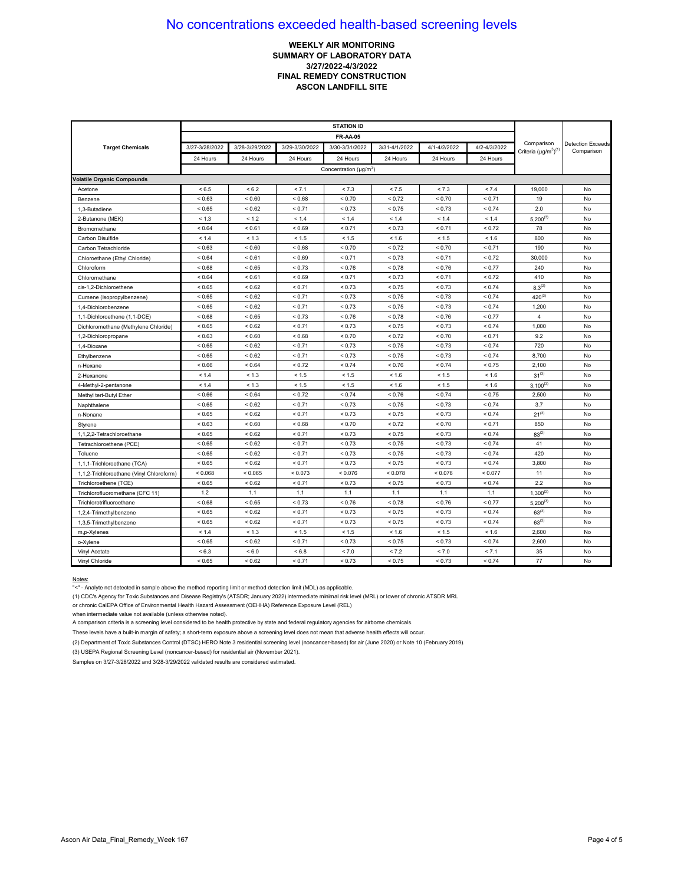# No concentrations exceeded health-based screening levels

**WEEKLY AIR MONITORING**
**SUMMARY OF LABORATORY DATA**
**3/27/2022-4/3/2022**
**FINAL REMEDY CONSTRUCTION**
**ASCON LANDFILL SITE**

| Target Chemicals | STATION ID FR-AA-05 | | | | | | | Comparison Criteria (µg/m³)[1] | Detection Exceeds Comparison |
|---|---|---|---|---|---|---|---|---|---|
| | 3/27-3/28/2022 | 3/28-3/29/2022 | 3/29-3/30/2022 | 3/30-3/31/2022 | 3/31-4/1/2022 | 4/1-4/2/2022 | 4/2-4/3/2022 | | |
| | 24 Hours | 24 Hours | 24 Hours | 24 Hours | 24 Hours | 24 Hours | 24 Hours | | |
| | Concentration (µg/m³) | | | | | | | | |
| **Volatile Organic Compounds** | | | | | | | | | |
| Acetone | < 6.5 | < 6.2 | < 7.1 | < 7.3 | < 7.5 | < 7.3 | < 7.4 | 19,000 | No |
| Benzene | < 0.63 | < 0.60 | < 0.68 | < 0.70 | < 0.72 | < 0.70 | < 0.71 | 19 | No |
| 1,3-Butadiene | < 0.65 | < 0.62 | < 0.71 | < 0.73 | < 0.75 | < 0.73 | < 0.74 | 2.0 | No |
| 2-Butanone (MEK) | < 1.3 | < 1.2 | < 1.4 | < 1.4 | < 1.4 | < 1.4 | < 1.4 | 5,200[3] | No |
| Bromomethane | < 0.64 | < 0.61 | < 0.69 | < 0.71 | < 0.73 | < 0.71 | < 0.72 | 78 | No |
| Carbon Disulfide | < 1.4 | < 1.3 | < 1.5 | < 1.5 | < 1.6 | < 1.5 | < 1.6 | 800 | No |
| Carbon Tetrachloride | < 0.63 | < 0.60 | < 0.68 | < 0.70 | < 0.72 | < 0.70 | < 0.71 | 190 | No |
| Chloroethane (Ethyl Chloride) | < 0.64 | < 0.61 | < 0.69 | < 0.71 | < 0.73 | < 0.71 | < 0.72 | 30,000 | No |
| Chloroform | < 0.68 | < 0.65 | < 0.73 | < 0.76 | < 0.78 | < 0.76 | < 0.77 | 240 | No |
| Chloromethane | < 0.64 | < 0.61 | < 0.69 | < 0.71 | < 0.73 | < 0.71 | < 0.72 | 410 | No |
| cis-1,2-Dichloroethene | < 0.65 | < 0.62 | < 0.71 | < 0.73 | < 0.75 | < 0.73 | < 0.74 | 8.3[2] | No |
| Cumene (Isopropylbenzene) | < 0.65 | < 0.62 | < 0.71 | < 0.73 | < 0.75 | < 0.73 | < 0.74 | 420[3] | No |
| 1,4-Dichlorobenzene | < 0.65 | < 0.62 | < 0.71 | < 0.73 | < 0.75 | < 0.73 | < 0.74 | 1,200 | No |
| 1,1-Dichloroethene (1,1-DCE) | < 0.68 | < 0.65 | < 0.73 | < 0.76 | < 0.78 | < 0.76 | < 0.77 | 4 | No |
| Dichloromethane (Methylene Chloride) | < 0.65 | < 0.62 | < 0.71 | < 0.73 | < 0.75 | < 0.73 | < 0.74 | 1,000 | No |
| 1,2-Dichloropropane | < 0.63 | < 0.60 | < 0.68 | < 0.70 | < 0.72 | < 0.70 | < 0.71 | 9.2 | No |
| 1,4-Dioxane | < 0.65 | < 0.62 | < 0.71 | < 0.73 | < 0.75 | < 0.73 | < 0.74 | 720 | No |
| Ethylbenzene | < 0.65 | < 0.62 | < 0.71 | < 0.73 | < 0.75 | < 0.73 | < 0.74 | 8,700 | No |
| n-Hexane | < 0.66 | < 0.64 | < 0.72 | < 0.74 | < 0.76 | < 0.74 | < 0.75 | 2,100 | No |
| 2-Hexanone | < 1.4 | < 1.3 | < 1.5 | < 1.5 | < 1.6 | < 1.5 | < 1.6 | 31[3] | No |
| 4-Methyl-2-pentanone | < 1.4 | < 1.3 | < 1.5 | < 1.5 | < 1.6 | < 1.5 | < 1.6 | 3,100[3] | No |
| Methyl tert-Butyl Ether | < 0.66 | < 0.64 | < 0.72 | < 0.74 | < 0.76 | < 0.74 | < 0.75 | 2,500 | No |
| Naphthalene | < 0.65 | < 0.62 | < 0.71 | < 0.73 | < 0.75 | < 0.73 | < 0.74 | 3.7 | No |
| n-Nonane | < 0.65 | < 0.62 | < 0.71 | < 0.73 | < 0.75 | < 0.73 | < 0.74 | 21[3] | No |
| Styrene | < 0.63 | < 0.60 | < 0.68 | < 0.70 | < 0.72 | < 0.70 | < 0.71 | 850 | No |
| 1,1,2,2-Tetrachloroethane | < 0.65 | < 0.62 | < 0.71 | < 0.73 | < 0.75 | < 0.73 | < 0.74 | 83[2] | No |
| Tetrachloroethene (PCE) | < 0.65 | < 0.62 | < 0.71 | < 0.73 | < 0.75 | < 0.73 | < 0.74 | 41 | No |
| Toluene | < 0.65 | < 0.62 | < 0.71 | < 0.73 | < 0.75 | < 0.73 | < 0.74 | 420 | No |
| 1,1,1-Trichloroethane (TCA) | < 0.65 | < 0.62 | < 0.71 | < 0.73 | < 0.75 | < 0.73 | < 0.74 | 3,800 | No |
| 1,1,2-Trichloroethane (Vinyl Chloroform) | < 0.068 | < 0.065 | < 0.073 | < 0.076 | < 0.078 | < 0.076 | < 0.077 | 11 | No |
| Trichloroethene (TCE) | < 0.65 | < 0.62 | < 0.71 | < 0.73 | < 0.75 | < 0.73 | < 0.74 | 2.2 | No |
| Trichlorofluoromethane (CFC 11) | 1.2 | 1.1 | 1.1 | 1.1 | 1.1 | 1.1 | 1.1 | 1,300[2] | No |
| Trichlorotrifluoroethane | < 0.68 | < 0.65 | < 0.73 | < 0.76 | < 0.78 | < 0.76 | < 0.77 | 5,200[3] | No |
| 1,2,4-Trimethylbenzene | < 0.65 | < 0.62 | < 0.71 | < 0.73 | < 0.75 | < 0.73 | < 0.74 | 63[3] | No |
| 1,3,5-Trimethylbenzene | < 0.65 | < 0.62 | < 0.71 | < 0.73 | < 0.75 | < 0.73 | < 0.74 | 63[3] | No |
| m,p-Xylenes | < 1.4 | < 1.3 | < 1.5 | < 1.5 | < 1.6 | < 1.5 | < 1.6 | 2,600 | No |
| o-Xylene | < 0.65 | < 0.62 | < 0.71 | < 0.73 | < 0.75 | < 0.73 | < 0.74 | 2,600 | No |
| Vinyl Acetate | < 6.3 | < 6.0 | < 6.8 | < 7.0 | < 7.2 | < 7.0 | < 7.1 | 35 | No |
| Vinyl Chloride | < 0.65 | < 0.62 | < 0.71 | < 0.73 | < 0.75 | < 0.73 | < 0.74 | 77 | No |

Notes:

"<" - Analyte not detected in sample above the method reporting limit or method detection limit (MDL) as applicable.

(1) CDC's Agency for Toxic Substances and Disease Registry's (ATSDR; January 2022) intermediate minimal risk level (MRL) or lower of chronic ATSDR MRL or chronic CalEPA Office of Environmental Health Hazard Assessment (OEHHA) Reference Exposure Level (REL) when intermediate value not available (unless otherwise noted).

A comparison criteria is a screening level considered to be health protective by state and federal regulatory agencies for airborne chemicals.

These levels have a built-in margin of safety; a short-term exposure above a screening level does not mean that adverse health effects will occur.

(2) Department of Toxic Substances Control (DTSC) HERO Note 3 residential screening level (noncancer-based) for air (June 2020) or Note 10 (February 2019).

(3) USEPA Regional Screening Level (noncancer-based) for residential air (November 2021).

Samples on 3/27-3/28/2022 and 3/28-3/29/2022 validated results are considered estimated.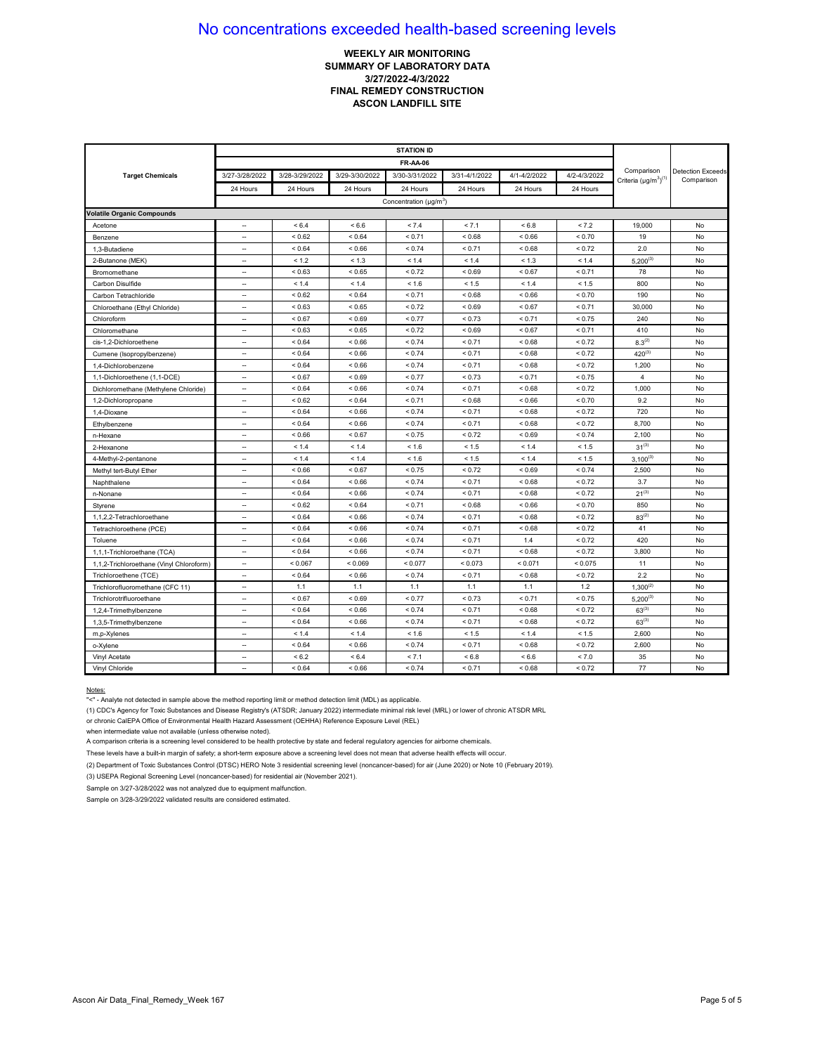# No concentrations exceeded health-based screening levels

**WEEKLY AIR MONITORING**
**SUMMARY OF LABORATORY DATA**
**3/27/2022-4/3/2022**
**FINAL REMEDY CONSTRUCTION**
**ASCON LANDFILL SITE**

| Target Chemicals | STATION ID | | | | | | | Comparison Criteria (µg/m³)(1) | Detection Exceeds Comparison |
|---|---|---|---|---|---|---|---|---|---|
| | FR-AA-06 | | | | | | | | |
| | 3/27-3/28/2022 | 3/28-3/29/2022 | 3/29-3/30/2022 | 3/30-3/31/2022 | 3/31-4/1/2022 | 4/1-4/2/2022 | 4/2-4/3/2022 | | |
| | 24 Hours | 24 Hours | 24 Hours | 24 Hours | 24 Hours | 24 Hours | 24 Hours | | |
| | Concentration (µg/m³) | | | | | | | | |
| **Volatile Organic Compounds** | | | | | | | | | |
| Acetone | -- | < 6.4 | < 6.6 | < 7.4 | < 7.1 | < 6.8 | < 7.2 | 19,000 | No |
| Benzene | -- | < 0.62 | < 0.64 | < 0.71 | < 0.68 | < 0.66 | < 0.70 | 19 | No |
| 1,3-Butadiene | -- | < 0.64 | < 0.66 | < 0.74 | < 0.71 | < 0.68 | < 0.72 | 2.0 | No |
| 2-Butanone (MEK) | -- | < 1.2 | < 1.3 | < 1.4 | < 1.4 | < 1.3 | < 1.4 | 5,200(3) | No |
| Bromomethane | -- | < 0.63 | < 0.65 | < 0.72 | < 0.69 | < 0.67 | < 0.71 | 78 | No |
| Carbon Disulfide | -- | < 1.4 | < 1.4 | < 1.6 | < 1.5 | < 1.4 | < 1.5 | 800 | No |
| Carbon Tetrachloride | -- | < 0.62 | < 0.64 | < 0.71 | < 0.68 | < 0.66 | < 0.70 | 190 | No |
| Chloroethane (Ethyl Chloride) | -- | < 0.63 | < 0.65 | < 0.72 | < 0.69 | < 0.67 | < 0.71 | 30,000 | No |
| Chloroform | -- | < 0.67 | < 0.69 | < 0.77 | < 0.73 | < 0.71 | < 0.75 | 240 | No |
| Chloromethane | -- | < 0.63 | < 0.65 | < 0.72 | < 0.69 | < 0.67 | < 0.71 | 410 | No |
| cis-1,2-Dichloroethene | -- | < 0.64 | < 0.66 | < 0.74 | < 0.71 | < 0.68 | < 0.72 | 8.3(2) | No |
| Cumene (Isopropylbenzene) | -- | < 0.64 | < 0.66 | < 0.74 | < 0.71 | < 0.68 | < 0.72 | 420(3) | No |
| 1,4-Dichlorobenzene | -- | < 0.64 | < 0.66 | < 0.74 | < 0.71 | < 0.68 | < 0.72 | 1,200 | No |
| 1,1-Dichloroethene (1,1-DCE) | -- | < 0.67 | < 0.69 | < 0.77 | < 0.73 | < 0.71 | < 0.75 | 4 | No |
| Dichloromethane (Methylene Chloride) | -- | < 0.64 | < 0.66 | < 0.74 | < 0.71 | < 0.68 | < 0.72 | 1,000 | No |
| 1,2-Dichloropropane | -- | < 0.62 | < 0.64 | < 0.71 | < 0.68 | < 0.66 | < 0.70 | 9.2 | No |
| 1,4-Dioxane | -- | < 0.64 | < 0.66 | < 0.74 | < 0.71 | < 0.68 | < 0.72 | 720 | No |
| Ethylbenzene | -- | < 0.64 | < 0.66 | < 0.74 | < 0.71 | < 0.68 | < 0.72 | 8,700 | No |
| n-Hexane | -- | < 0.66 | < 0.67 | < 0.75 | < 0.72 | < 0.69 | < 0.74 | 2,100 | No |
| 2-Hexanone | -- | < 1.4 | < 1.4 | < 1.6 | < 1.5 | < 1.4 | < 1.5 | 31(3) | No |
| 4-Methyl-2-pentanone | -- | < 1.4 | < 1.4 | < 1.6 | < 1.5 | < 1.4 | < 1.5 | 3,100(3) | No |
| Methyl tert-Butyl Ether | -- | < 0.66 | < 0.67 | < 0.75 | < 0.72 | < 0.69 | < 0.74 | 2,500 | No |
| Naphthalene | -- | < 0.64 | < 0.66 | < 0.74 | < 0.71 | < 0.68 | < 0.72 | 3.7 | No |
| n-Nonane | -- | < 0.64 | < 0.66 | < 0.74 | < 0.71 | < 0.68 | < 0.72 | 21(3) | No |
| Styrene | -- | < 0.62 | < 0.64 | < 0.71 | < 0.68 | < 0.66 | < 0.70 | 850 | No |
| 1,1,2,2-Tetrachloroethane | -- | < 0.64 | < 0.66 | < 0.74 | < 0.71 | < 0.68 | < 0.72 | 83(2) | No |
| Tetrachloroethene (PCE) | -- | < 0.64 | < 0.66 | < 0.74 | < 0.71 | < 0.68 | < 0.72 | 41 | No |
| Toluene | -- | < 0.64 | < 0.66 | < 0.74 | < 0.71 | 1.4 | < 0.72 | 420 | No |
| 1,1,1-Trichloroethane (TCA) | -- | < 0.64 | < 0.66 | < 0.74 | < 0.71 | < 0.68 | < 0.72 | 3,800 | No |
| 1,1,2-Trichloroethane (Vinyl Chloroform) | -- | < 0.067 | < 0.069 | < 0.077 | < 0.073 | < 0.071 | < 0.075 | 11 | No |
| Trichloroethene (TCE) | -- | < 0.64 | < 0.66 | < 0.74 | < 0.71 | < 0.68 | < 0.72 | 2.2 | No |
| Trichlorofluoromethane (CFC 11) | -- | 1.1 | 1.1 | 1.1 | 1.1 | 1.1 | 1.2 | 1,300(2) | No |
| Trichlorotrifluoroethane | -- | < 0.67 | < 0.69 | < 0.77 | < 0.73 | < 0.71 | < 0.75 | 5,200(3) | No |
| 1,2,4-Trimethylbenzene | -- | < 0.64 | < 0.66 | < 0.74 | < 0.71 | < 0.68 | < 0.72 | 63(3) | No |
| 1,3,5-Trimethylbenzene | -- | < 0.64 | < 0.66 | < 0.74 | < 0.71 | < 0.68 | < 0.72 | 63(3) | No |
| m,p-Xylenes | -- | < 1.4 | < 1.4 | < 1.6 | < 1.5 | < 1.4 | < 1.5 | 2,600 | No |
| o-Xylene | -- | < 0.64 | < 0.66 | < 0.74 | < 0.71 | < 0.68 | < 0.72 | 2,600 | No |
| Vinyl Acetate | -- | < 6.2 | < 6.4 | < 7.1 | < 6.8 | < 6.6 | < 7.0 | 35 | No |
| Vinyl Chloride | -- | < 0.64 | < 0.66 | < 0.74 | < 0.71 | < 0.68 | < 0.72 | 77 | No |

Notes:

"<" - Analyte not detected in sample above the method reporting limit or method detection limit (MDL) as applicable.

(1) CDC's Agency for Toxic Substances and Disease Registry's (ATSDR; January 2022) intermediate minimal risk level (MRL) or lower of chronic ATSDR MRL or chronic CalEPA Office of Environmental Health Hazard Assessment (OEHHA) Reference Exposure Level (REL) when intermediate value not available (unless otherwise noted).

A comparison criteria is a screening level considered to be health protective by state and federal regulatory agencies for airborne chemicals.

These levels have a built-in margin of safety; a short-term exposure above a screening level does not mean that adverse health effects will occur.

(2) Department of Toxic Substances Control (DTSC) HERO Note 3 residential screening level (noncancer-based) for air (June 2020) or Note 10 (February 2019).

(3) USEPA Regional Screening Level (noncancer-based) for residential air (November 2021).

Sample on 3/27-3/28/2022 was not analyzed due to equipment malfunction.

Sample on 3/28-3/29/2022 validated results are considered estimated.